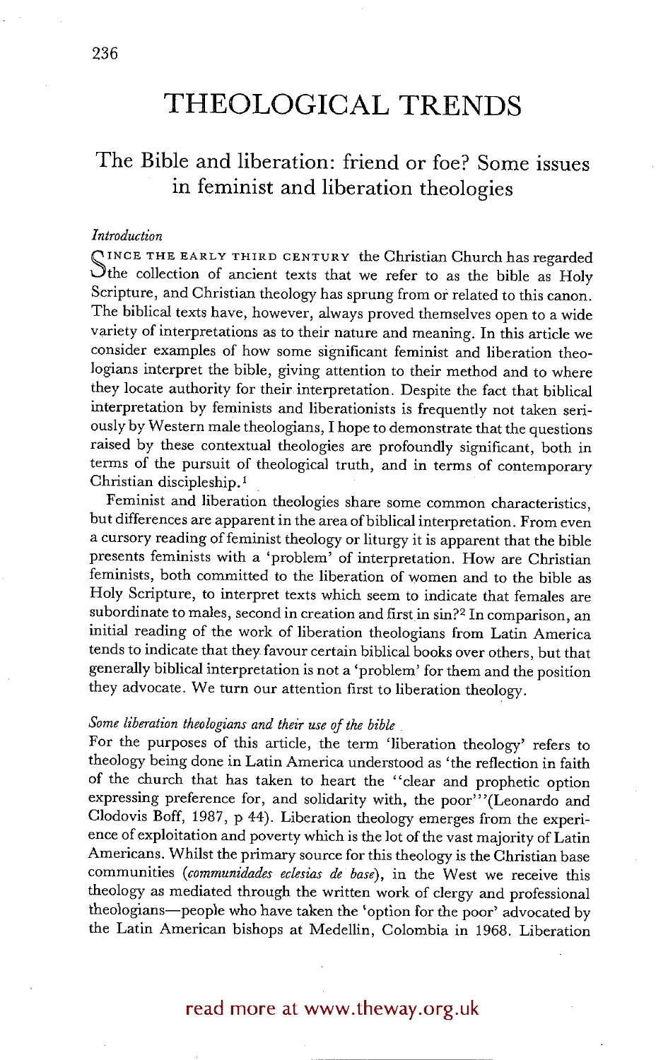# THEOLOGICAL TRENDS

## The Bible and liberation: friend or foe? Some issues in feminist and liberation theologies

### *Introduction*

SINCE THE EARLY THIRD CENTURY the Christian Church has regarded the collection of ancient texts that we refer to as the bible as Holy Scripture, and Christian theology has sprung from or related to this canon. The biblical texts have, however, always proved themselves open to a wide variety of interpretations as to their nature and meaning. In this article we consider examples of how some significant feminist and liberation theologians interpret the bible, giving attention to their method and to where they locate authority for their interpretation. Despite the fact that biblical interpretation by feminists and liberationists is frequently not taken seriously by Western male theologians, I hope to demonstrate that the questions raised by these contextual theologies are profoundly significant, both in terms of the pursuit of theological truth, and in terms of contemporary Christian discipleship.[1]

Feminist and liberation theologies share some common characteristics, but differences are apparent in the area of biblical interpretation. From even a cursory reading of feminist theology or liturgy it is apparent that the bible presents feminists with a 'problem' of interpretation. How are Christian feminists, both committed to the liberation of women and to the bible as Holy Scripture, to interpret texts which seem to indicate that females are subordinate to males, second in creation and first in sin?[2] In comparison, an initial reading of the work of liberation theologians from Latin America tends to indicate that they favour certain biblical books over others, but that generally biblical interpretation is not a 'problem' for them and the position they advocate. We turn our attention first to liberation theology.

### *Some liberation theologians and their use of the bible*

For the purposes of this article, the term 'liberation theology' refers to theology being done in Latin America understood as 'the reflection in faith of the church that has taken to heart the "clear and prophetic option expressing preference for, and solidarity with, the poor"'(Leonardo and Clodovis Boff, 1987, p 44). Liberation theology emerges from the experience of exploitation and poverty which is the lot of the vast majority of Latin Americans. Whilst the primary source for this theology is the Christian base communities (*communidades eclesias de base*), in the West we receive this theology as mediated through the written work of clergy and professional theologians—people who have taken the 'option for the poor' advocated by the Latin American bishops at Medellin, Colombia in 1968. Liberation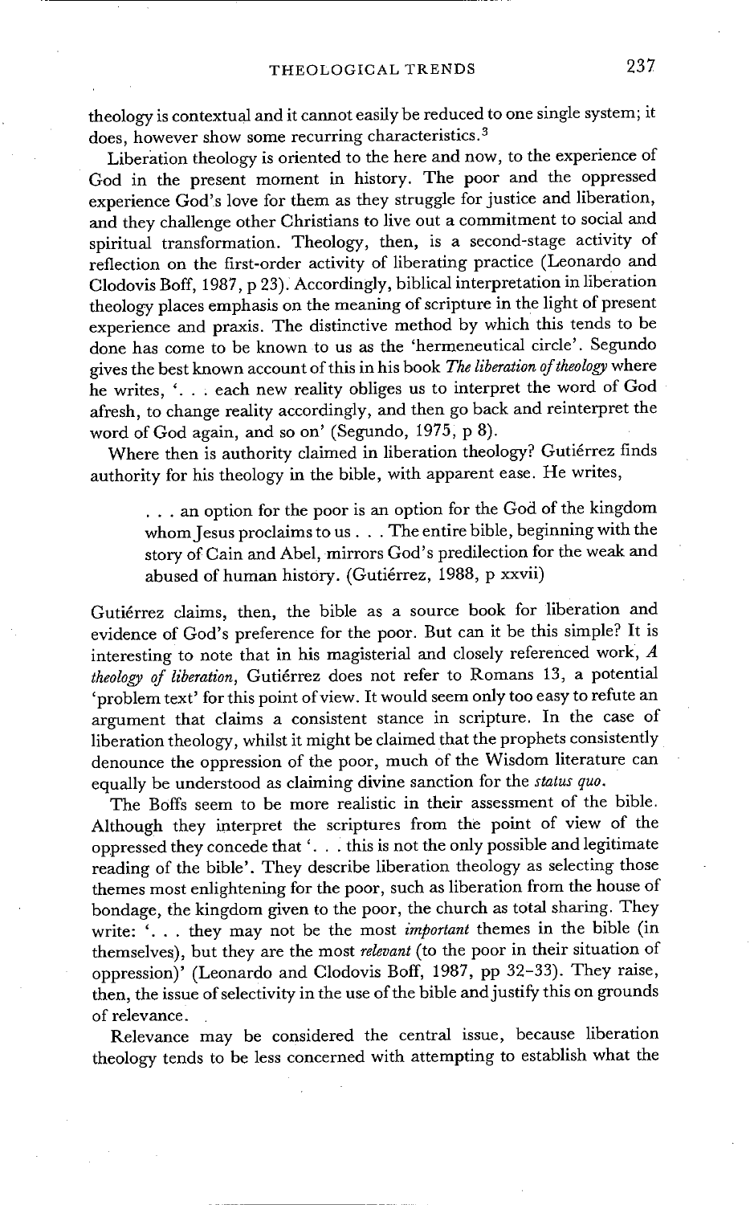theology is contextual and it cannot easily be reduced to one single system; it does, however show some recurring characteristics.[3]

Liberation theology is oriented to the here and now, to the experience of God in the present moment in history. The poor and the oppressed experience God's love for them as they struggle for justice and liberation, and they challenge other Christians to live out a commitment to social and spiritual transformation. Theology, then, is a second-stage activity of reflection on the first-order activity of liberating practice (Leonardo and Clodovis Boff, 1987, p 23). Accordingly, biblical interpretation in liberation theology places emphasis on the meaning of scripture in the light of present experience and praxis. The distinctive method by which this tends to be done has come to be known to us as the 'hermeneutical circle'. Segundo gives the best known account of this in his book *The liberation of theology* where he writes, '. . . each new reality obliges us to interpret the word of God afresh, to change reality accordingly, and then go back and reinterpret the word of God again, and so on' (Segundo, 1975, p 8).

Where then is authority claimed in liberation theology? Gutiérrez finds authority for his theology in the bible, with apparent ease. He writes,

> . . . an option for the poor is an option for the God of the kingdom whom Jesus proclaims to us . . . The entire bible, beginning with the story of Cain and Abel, mirrors God's predilection for the weak and abused of human history. (Gutiérrez, 1988, p xxvii)

Gutiérrez claims, then, the bible as a source book for liberation and evidence of God's preference for the poor. But can it be this simple? It is interesting to note that in his magisterial and closely referenced work, *A theology of liberation*, Gutiérrez does not refer to Romans 13, a potential 'problem text' for this point of view. It would seem only too easy to refute an argument that claims a consistent stance in scripture. In the case of liberation theology, whilst it might be claimed that the prophets consistently denounce the oppression of the poor, much of the Wisdom literature can equally be understood as claiming divine sanction for the *status quo*.

The Boffs seem to be more realistic in their assessment of the bible. Although they interpret the scriptures from the point of view of the oppressed they concede that '. . . this is not the only possible and legitimate reading of the bible'. They describe liberation theology as selecting those themes most enlightening for the poor, such as liberation from the house of bondage, the kingdom given to the poor, the church as total sharing. They write: '. . . they may not be the most *important* themes in the bible (in themselves), but they are the most *relevant* (to the poor in their situation of oppression)' (Leonardo and Clodovis Boff, 1987, pp 32–33). They raise, then, the issue of selectivity in the use of the bible and justify this on grounds of relevance.

Relevance may be considered the central issue, because liberation theology tends to be less concerned with attempting to establish what the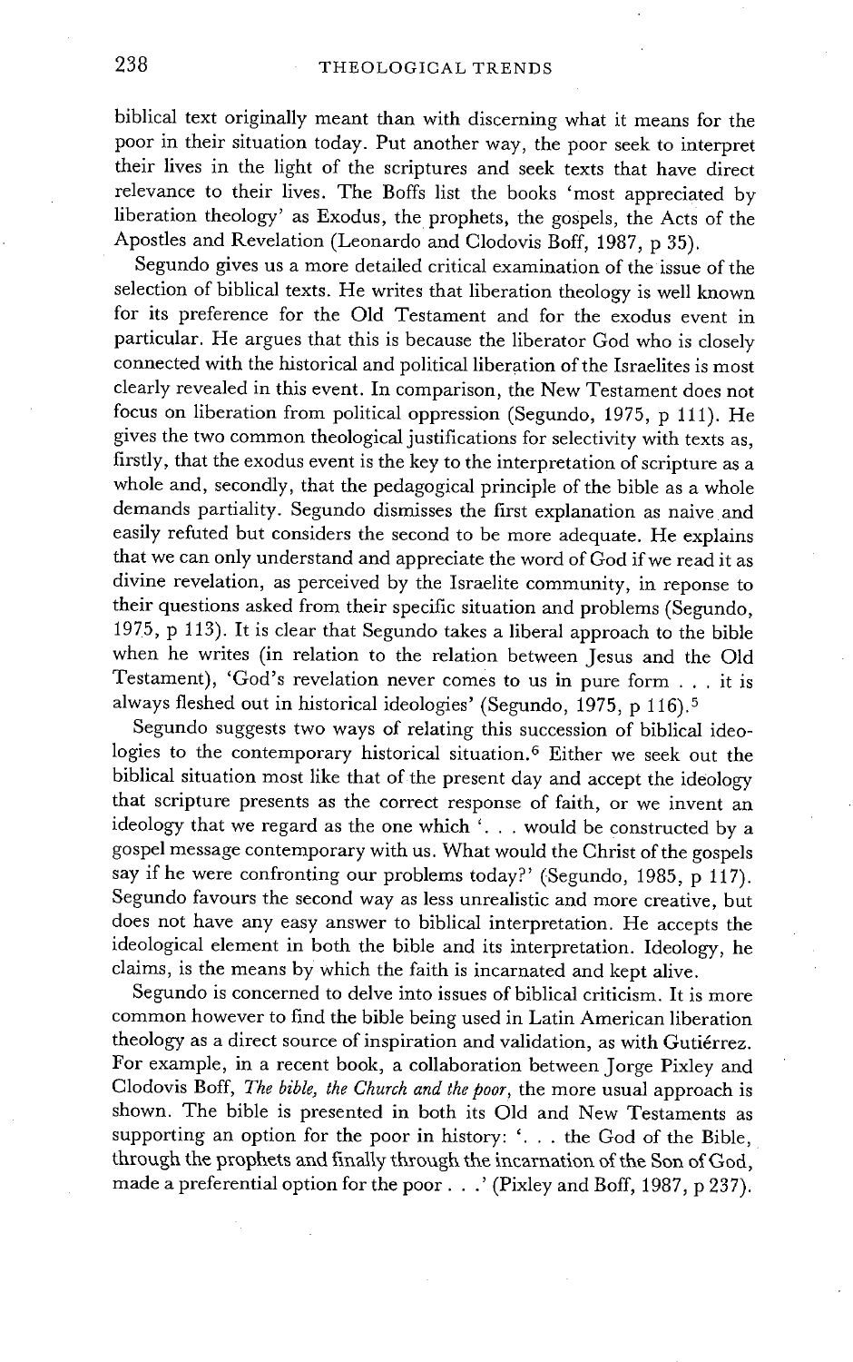biblical text originally meant than with discerning what it means for the poor in their situation today. Put another way, the poor seek to interpret their lives in the light of the scriptures and seek texts that have direct relevance to their lives. The Boffs list the books 'most appreciated by liberation theology' as Exodus, the prophets, the gospels, the Acts of the Apostles and Revelation (Leonardo and Clodovis Boff, 1987, p 35).

Segundo gives us a more detailed critical examination of the issue of the selection of biblical texts. He writes that liberation theology is well known for its preference for the Old Testament and for the exodus event in particular. He argues that this is because the liberator God who is closely connected with the historical and political liberation of the Israelites is most clearly revealed in this event. In comparison, the New Testament does not focus on liberation from political oppression (Segundo, 1975, p 111). He gives the two common theological justifications for selectivity with texts as, firstly, that the exodus event is the key to the interpretation of scripture as a whole and, secondly, that the pedagogical principle of the bible as a whole demands partiality. Segundo dismisses the first explanation as naive and easily refuted but considers the second to be more adequate. He explains that we can only understand and appreciate the word of God if we read it as divine revelation, as perceived by the Israelite community, in reponse to their questions asked from their specific situation and problems (Segundo, 1975, p 113). It is clear that Segundo takes a liberal approach to the bible when he writes (in relation to the relation between Jesus and the Old Testament), 'God's revelation never comes to us in pure form . . . it is always fleshed out in historical ideologies' (Segundo, 1975, p 116).[5]

Segundo suggests two ways of relating this succession of biblical ideologies to the contemporary historical situation.[6] Either we seek out the biblical situation most like that of the present day and accept the ideology that scripture presents as the correct response of faith, or we invent an ideology that we regard as the one which '. . . would be constructed by a gospel message contemporary with us. What would the Christ of the gospels say if he were confronting our problems today?' (Segundo, 1985, p 117). Segundo favours the second way as less unrealistic and more creative, but does not have any easy answer to biblical interpretation. He accepts the ideological element in both the bible and its interpretation. Ideology, he claims, is the means by which the faith is incarnated and kept alive.

Segundo is concerned to delve into issues of biblical criticism. It is more common however to find the bible being used in Latin American liberation theology as a direct source of inspiration and validation, as with Gutiérrez. For example, in a recent book, a collaboration between Jorge Pixley and Clodovis Boff, *The bible, the Church and the poor*, the more usual approach is shown. The bible is presented in both its Old and New Testaments as supporting an option for the poor in history: '. . . the God of the Bible, through the prophets and finally through the incarnation of the Son of God, made a preferential option for the poor . . .' (Pixley and Boff, 1987, p 237).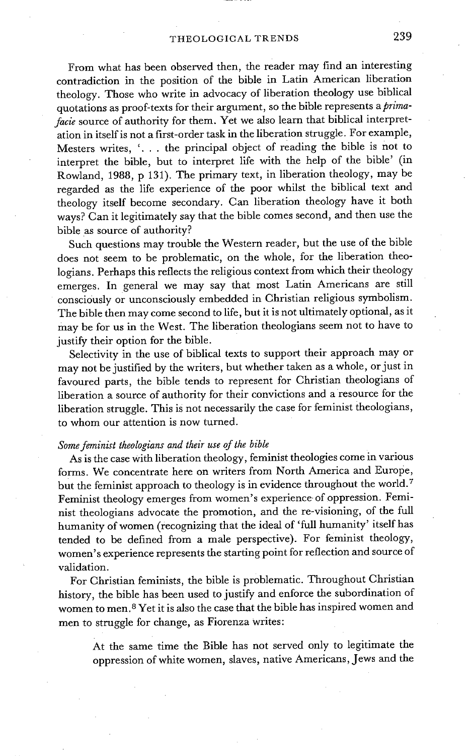From what has been observed then, the reader may find an interesting contradiction in the position of the bible in Latin American liberation theology. Those who write in advocacy of liberation theology use biblical quotations as proof-texts for their argument, so the bible represents a *prima-facie* source of authority for them. Yet we also learn that biblical interpretation in itself is not a first-order task in the liberation struggle. For example, Mesters writes, '. . . the principal object of reading the bible is not to interpret the bible, but to interpret life with the help of the bible' (in Rowland, 1988, p 131). The primary text, in liberation theology, may be regarded as the life experience of the poor whilst the biblical text and theology itself become secondary. Can liberation theology have it both ways? Can it legitimately say that the bible comes second, and then use the bible as source of authority?

Such questions may trouble the Western reader, but the use of the bible does not seem to be problematic, on the whole, for the liberation theologians. Perhaps this reflects the religious context from which their theology emerges. In general we may say that most Latin Americans are still consciously or unconsciously embedded in Christian religious symbolism. The bible then may come second to life, but it is not ultimately optional, as it may be for us in the West. The liberation theologians seem not to have to justify their option for the bible.

Selectivity in the use of biblical texts to support their approach may or may not be justified by the writers, but whether taken as a whole, or just in favoured parts, the bible tends to represent for Christian theologians of liberation a source of authority for their convictions and a resource for the liberation struggle. This is not necessarily the case for feminist theologians, to whom our attention is now turned.

### *Some feminist theologians and their use of the bible*

As is the case with liberation theology, feminist theologies come in various forms. We concentrate here on writers from North America and Europe, but the feminist approach to theology is in evidence throughout the world.[7] Feminist theology emerges from women's experience of oppression. Feminist theologians advocate the promotion, and the re-visioning, of the full humanity of women (recognizing that the ideal of 'full humanity' itself has tended to be defined from a male perspective). For feminist theology, women's experience represents the starting point for reflection and source of validation.

For Christian feminists, the bible is problematic. Throughout Christian history, the bible has been used to justify and enforce the subordination of women to men.[8] Yet it is also the case that the bible has inspired women and men to struggle for change, as Fiorenza writes:

> At the same time the Bible has not served only to legitimate the oppression of white women, slaves, native Americans, Jews and the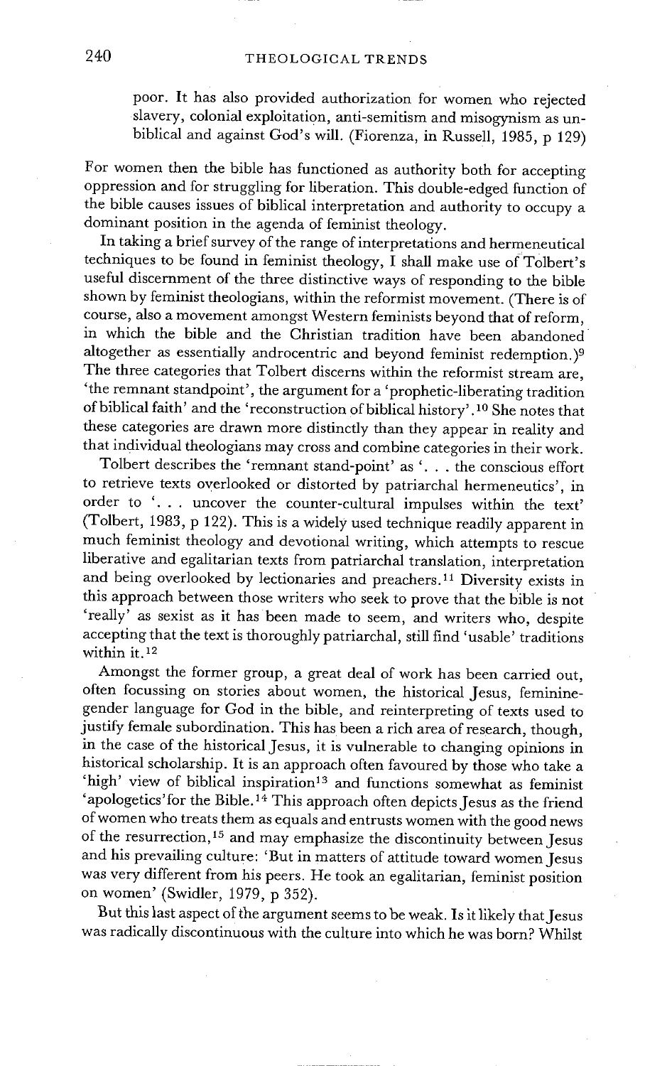poor. It has also provided authorization for women who rejected slavery, colonial exploitation, anti-semitism and misogynism as unbiblical and against God's will. (Fiorenza, in Russell, 1985, p 129)

For women then the bible has functioned as authority both for accepting oppression and for struggling for liberation. This double-edged function of the bible causes issues of biblical interpretation and authority to occupy a dominant position in the agenda of feminist theology.

In taking a brief survey of the range of interpretations and hermeneutical techniques to be found in feminist theology, I shall make use of Tolbert's useful discernment of the three distinctive ways of responding to the bible shown by feminist theologians, within the reformist movement. (There is of course, also a movement amongst Western feminists beyond that of reform, in which the bible and the Christian tradition have been abandoned altogether as essentially androcentric and beyond feminist redemption.)[9] The three categories that Tolbert discerns within the reformist stream are, 'the remnant standpoint', the argument for a 'prophetic-liberating tradition of biblical faith' and the 'reconstruction of biblical history'.[10] She notes that these categories are drawn more distinctly than they appear in reality and that individual theologians may cross and combine categories in their work.

Tolbert describes the 'remnant stand-point' as '. . . the conscious effort to retrieve texts overlooked or distorted by patriarchal hermeneutics', in order to '. . . uncover the counter-cultural impulses within the text' (Tolbert, 1983, p 122). This is a widely used technique readily apparent in much feminist theology and devotional writing, which attempts to rescue liberative and egalitarian texts from patriarchal translation, interpretation and being overlooked by lectionaries and preachers.[11] Diversity exists in this approach between those writers who seek to prove that the bible is not 'really' as sexist as it has been made to seem, and writers who, despite accepting that the text is thoroughly patriarchal, still find 'usable' traditions within it.[12]

Amongst the former group, a great deal of work has been carried out, often focussing on stories about women, the historical Jesus, feminine-gender language for God in the bible, and reinterpreting of texts used to justify female subordination. This has been a rich area of research, though, in the case of the historical Jesus, it is vulnerable to changing opinions in historical scholarship. It is an approach often favoured by those who take a 'high' view of biblical inspiration[13] and functions somewhat as feminist 'apologetics' for the Bible.[14] This approach often depicts Jesus as the friend of women who treats them as equals and entrusts women with the good news of the resurrection,[15] and may emphasize the discontinuity between Jesus and his prevailing culture: 'But in matters of attitude toward women Jesus was very different from his peers. He took an egalitarian, feminist position on women' (Swidler, 1979, p 352).

But this last aspect of the argument seems to be weak. Is it likely that Jesus was radically discontinuous with the culture into which he was born? Whilst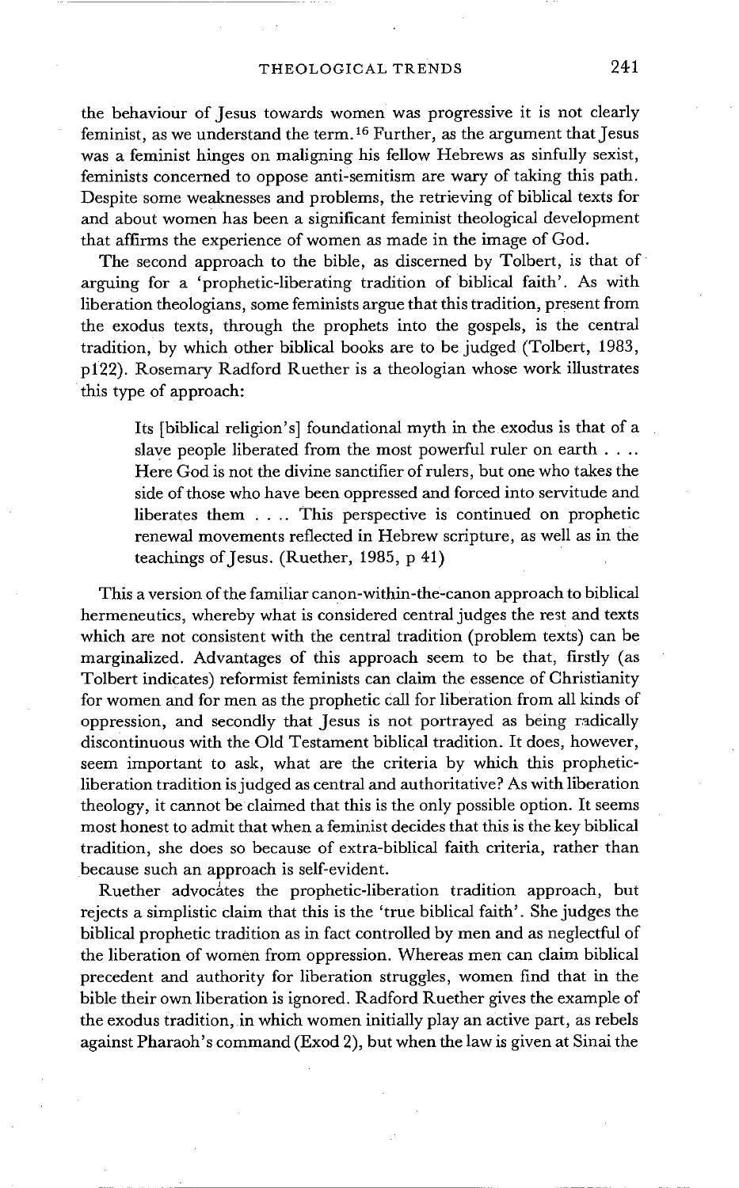the behaviour of Jesus towards women was progressive it is not clearly feminist, as we understand the term.[16] Further, as the argument that Jesus was a feminist hinges on maligning his fellow Hebrews as sinfully sexist, feminists concerned to oppose anti-semitism are wary of taking this path. Despite some weaknesses and problems, the retrieving of biblical texts for and about women has been a significant feminist theological development that affirms the experience of women as made in the image of God.

The second approach to the bible, as discerned by Tolbert, is that of arguing for a 'prophetic-liberating tradition of biblical faith'. As with liberation theologians, some feminists argue that this tradition, present from the exodus texts, through the prophets into the gospels, is the central tradition, by which other biblical books are to be judged (Tolbert, 1983, p122). Rosemary Radford Ruether is a theologian whose work illustrates this type of approach:

> Its [biblical religion's] foundational myth in the exodus is that of a slave people liberated from the most powerful ruler on earth . . .. Here God is not the divine sanctifier of rulers, but one who takes the side of those who have been oppressed and forced into servitude and liberates them . . .. This perspective is continued on prophetic renewal movements reflected in Hebrew scripture, as well as in the teachings of Jesus. (Ruether, 1985, p 41)

This a version of the familiar canon-within-the-canon approach to biblical hermeneutics, whereby what is considered central judges the rest and texts which are not consistent with the central tradition (problem texts) can be marginalized. Advantages of this approach seem to be that, firstly (as Tolbert indicates) reformist feminists can claim the essence of Christianity for women and for men as the prophetic call for liberation from all kinds of oppression, and secondly that Jesus is not portrayed as being radically discontinuous with the Old Testament biblical tradition. It does, however, seem important to ask, what are the criteria by which this prophetic-liberation tradition is judged as central and authoritative? As with liberation theology, it cannot be claimed that this is the only possible option. It seems most honest to admit that when a feminist decides that this is the key biblical tradition, she does so because of extra-biblical faith criteria, rather than because such an approach is self-evident.

Ruether advocates the prophetic-liberation tradition approach, but rejects a simplistic claim that this is the 'true biblical faith'. She judges the biblical prophetic tradition as in fact controlled by men and as neglectful of the liberation of women from oppression. Whereas men can claim biblical precedent and authority for liberation struggles, women find that in the bible their own liberation is ignored. Radford Ruether gives the example of the exodus tradition, in which women initially play an active part, as rebels against Pharaoh's command (Exod 2), but when the law is given at Sinai the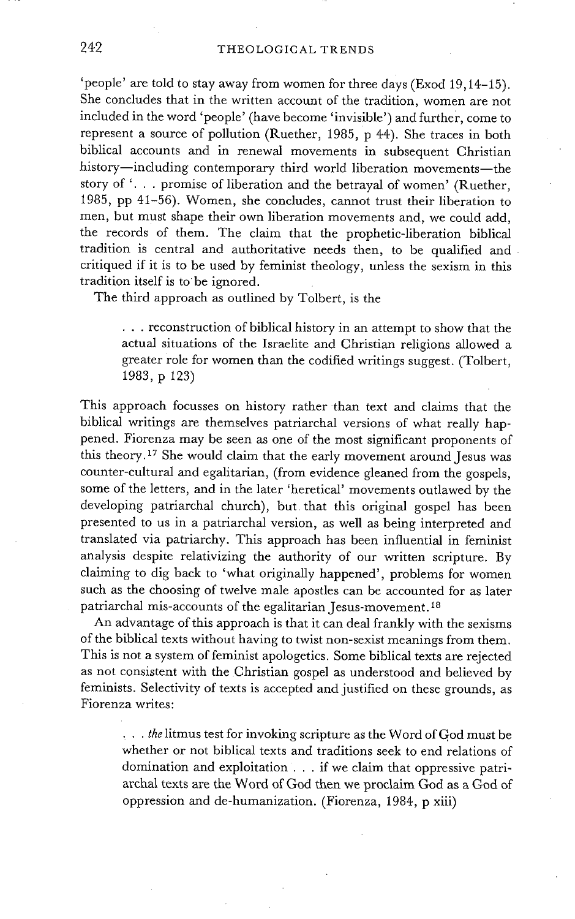'people' are told to stay away from women for three days (Exod 19,14–15). She concludes that in the written account of the tradition, women are not included in the word 'people' (have become 'invisible') and further, come to represent a source of pollution (Ruether, 1985, p 44). She traces in both biblical accounts and in renewal movements in subsequent Christian history—including contemporary third world liberation movements—the story of '. . . promise of liberation and the betrayal of women' (Ruether, 1985, pp 41–56). Women, she concludes, cannot trust their liberation to men, but must shape their own liberation movements and, we could add, the records of them. The claim that the prophetic-liberation biblical tradition is central and authoritative needs then, to be qualified and critiqued if it is to be used by feminist theology, unless the sexism in this tradition itself is to be ignored.

The third approach as outlined by Tolbert, is the

> . . . reconstruction of biblical history in an attempt to show that the actual situations of the Israelite and Christian religions allowed a greater role for women than the codified writings suggest. (Tolbert, 1983, p 123)

This approach focusses on history rather than text and claims that the biblical writings are themselves patriarchal versions of what really happened. Fiorenza may be seen as one of the most significant proponents of this theory.[17] She would claim that the early movement around Jesus was counter-cultural and egalitarian, (from evidence gleaned from the gospels, some of the letters, and in the later 'heretical' movements outlawed by the developing patriarchal church), but that this original gospel has been presented to us in a patriarchal version, as well as being interpreted and translated via patriarchy. This approach has been influential in feminist analysis despite relativizing the authority of our written scripture. By claiming to dig back to 'what originally happened', problems for women such as the choosing of twelve male apostles can be accounted for as later patriarchal mis-accounts of the egalitarian Jesus-movement.[18]

An advantage of this approach is that it can deal frankly with the sexisms of the biblical texts without having to twist non-sexist meanings from them. This is not a system of feminist apologetics. Some biblical texts are rejected as not consistent with the Christian gospel as understood and believed by feminists. Selectivity of texts is accepted and justified on these grounds, as Fiorenza writes:

> . . . *the* litmus test for invoking scripture as the Word of God must be whether or not biblical texts and traditions seek to end relations of domination and exploitation . . . if we claim that oppressive patriarchal texts are the Word of God then we proclaim God as a God of oppression and de-humanization. (Fiorenza, 1984, p xiii)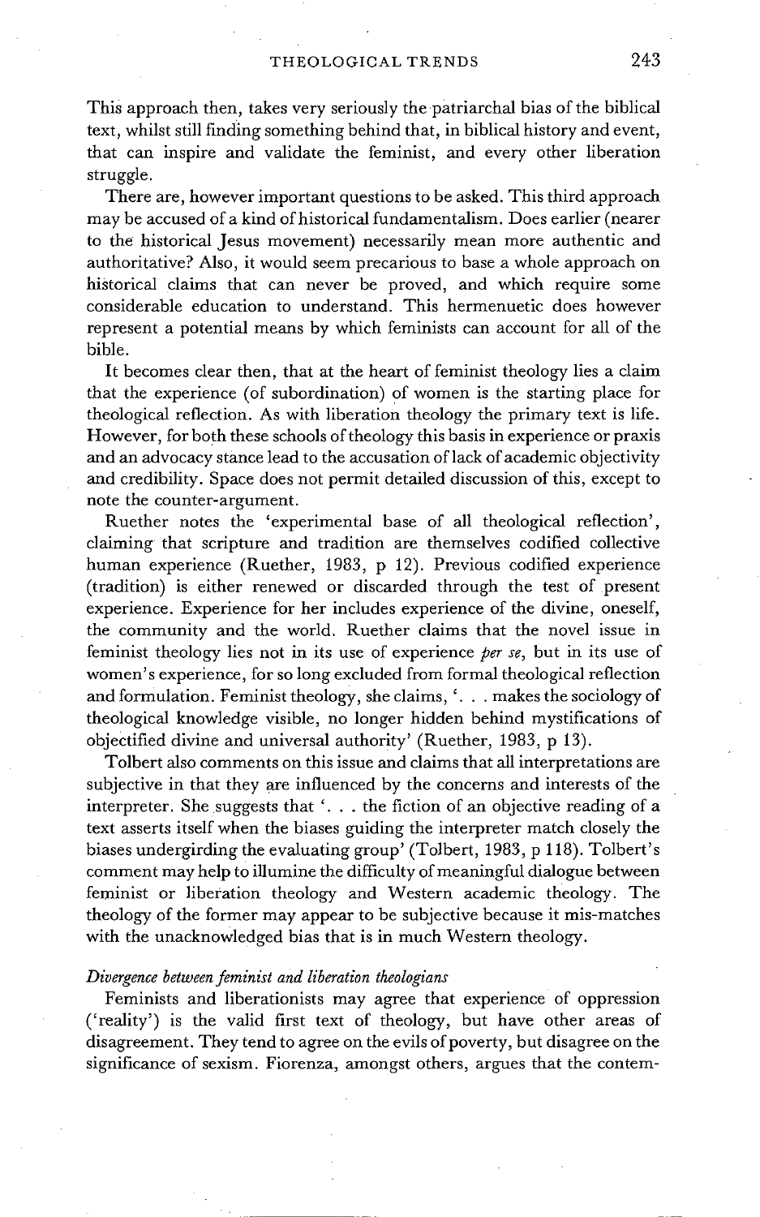This approach then, takes very seriously the patriarchal bias of the biblical text, whilst still finding something behind that, in biblical history and event, that can inspire and validate the feminist, and every other liberation struggle.

There are, however important questions to be asked. This third approach may be accused of a kind of historical fundamentalism. Does earlier (nearer to the historical Jesus movement) necessarily mean more authentic and authoritative? Also, it would seem precarious to base a whole approach on historical claims that can never be proved, and which require some considerable education to understand. This hermenuetic does however represent a potential means by which feminists can account for all of the bible.

It becomes clear then, that at the heart of feminist theology lies a claim that the experience (of subordination) of women is the starting place for theological reflection. As with liberation theology the primary text is life. However, for both these schools of theology this basis in experience or praxis and an advocacy stance lead to the accusation of lack of academic objectivity and credibility. Space does not permit detailed discussion of this, except to note the counter-argument.

Ruether notes the 'experimental base of all theological reflection', claiming that scripture and tradition are themselves codified collective human experience (Ruether, 1983, p 12). Previous codified experience (tradition) is either renewed or discarded through the test of present experience. Experience for her includes experience of the divine, oneself, the community and the world. Ruether claims that the novel issue in feminist theology lies not in its use of experience *per se*, but in its use of women's experience, for so long excluded from formal theological reflection and formulation. Feminist theology, she claims, '. . . makes the sociology of theological knowledge visible, no longer hidden behind mystifications of objectified divine and universal authority' (Ruether, 1983, p 13).

Tolbert also comments on this issue and claims that all interpretations are subjective in that they are influenced by the concerns and interests of the interpreter. She suggests that '. . . the fiction of an objective reading of a text asserts itself when the biases guiding the interpreter match closely the biases undergirding the evaluating group' (Tolbert, 1983, p 118). Tolbert's comment may help to illumine the difficulty of meaningful dialogue between feminist or liberation theology and Western academic theology. The theology of the former may appear to be subjective because it mis-matches with the unacknowledged bias that is in much Western theology.

*Divergence between feminist and liberation theologians*

Feminists and liberationists may agree that experience of oppression ('reality') is the valid first text of theology, but have other areas of disagreement. They tend to agree on the evils of poverty, but disagree on the significance of sexism. Fiorenza, amongst others, argues that the contem-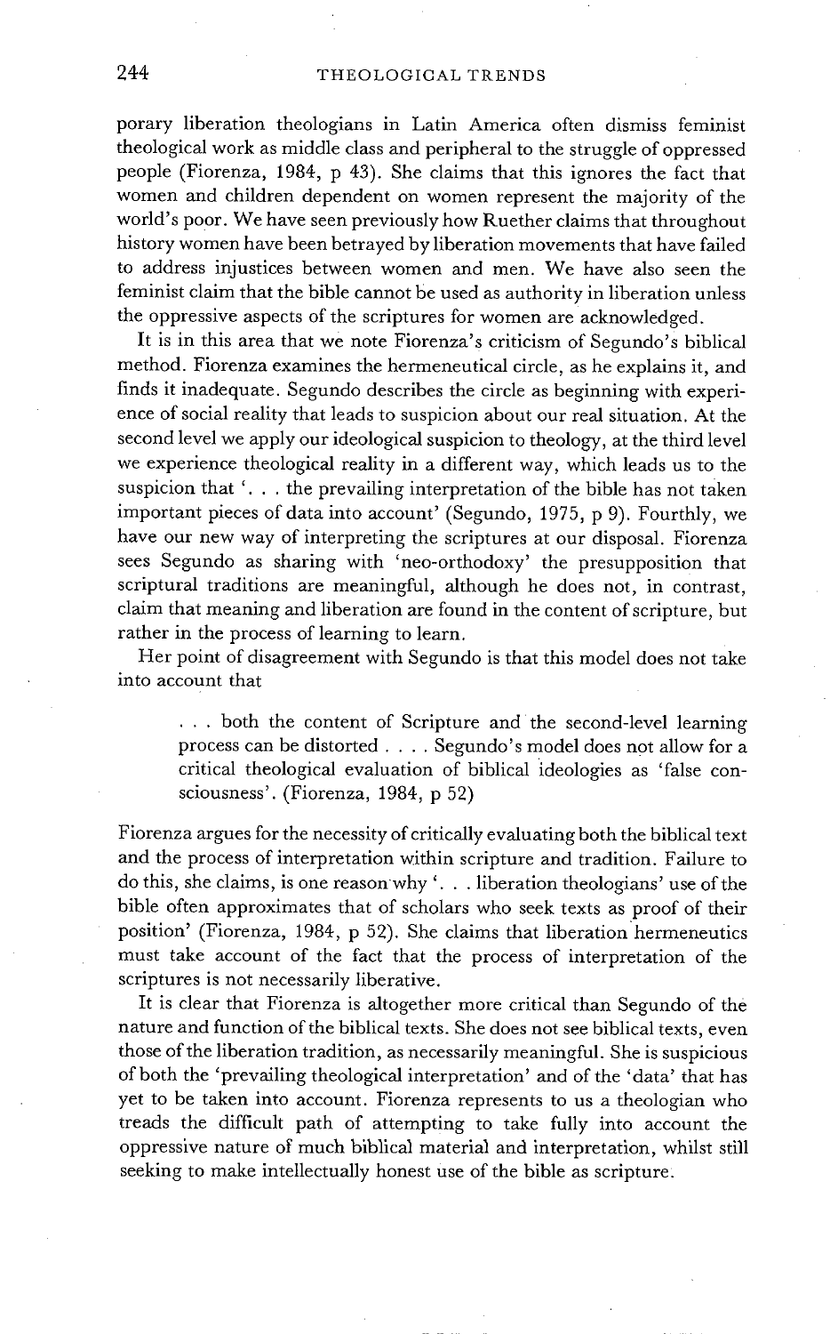porary liberation theologians in Latin America often dismiss feminist theological work as middle class and peripheral to the struggle of oppressed people (Fiorenza, 1984, p 43). She claims that this ignores the fact that women and children dependent on women represent the majority of the world's poor. We have seen previously how Ruether claims that throughout history women have been betrayed by liberation movements that have failed to address injustices between women and men. We have also seen the feminist claim that the bible cannot be used as authority in liberation unless the oppressive aspects of the scriptures for women are acknowledged.

It is in this area that we note Fiorenza's criticism of Segundo's biblical method. Fiorenza examines the hermeneutical circle, as he explains it, and finds it inadequate. Segundo describes the circle as beginning with experience of social reality that leads to suspicion about our real situation. At the second level we apply our ideological suspicion to theology, at the third level we experience theological reality in a different way, which leads us to the suspicion that '. . . the prevailing interpretation of the bible has not taken important pieces of data into account' (Segundo, 1975, p 9). Fourthly, we have our new way of interpreting the scriptures at our disposal. Fiorenza sees Segundo as sharing with 'neo-orthodoxy' the presupposition that scriptural traditions are meaningful, although he does not, in contrast, claim that meaning and liberation are found in the content of scripture, but rather in the process of learning to learn.

Her point of disagreement with Segundo is that this model does not take into account that

> . . . both the content of Scripture and the second-level learning process can be distorted . . . . Segundo's model does not allow for a critical theological evaluation of biblical ideologies as 'false consciousness'. (Fiorenza, 1984, p 52)

Fiorenza argues for the necessity of critically evaluating both the biblical text and the process of interpretation within scripture and tradition. Failure to do this, she claims, is one reason why '. . . liberation theologians' use of the bible often approximates that of scholars who seek texts as proof of their position' (Fiorenza, 1984, p 52). She claims that liberation hermeneutics must take account of the fact that the process of interpretation of the scriptures is not necessarily liberative.

It is clear that Fiorenza is altogether more critical than Segundo of the nature and function of the biblical texts. She does not see biblical texts, even those of the liberation tradition, as necessarily meaningful. She is suspicious of both the 'prevailing theological interpretation' and of the 'data' that has yet to be taken into account. Fiorenza represents to us a theologian who treads the difficult path of attempting to take fully into account the oppressive nature of much biblical material and interpretation, whilst still seeking to make intellectually honest use of the bible as scripture.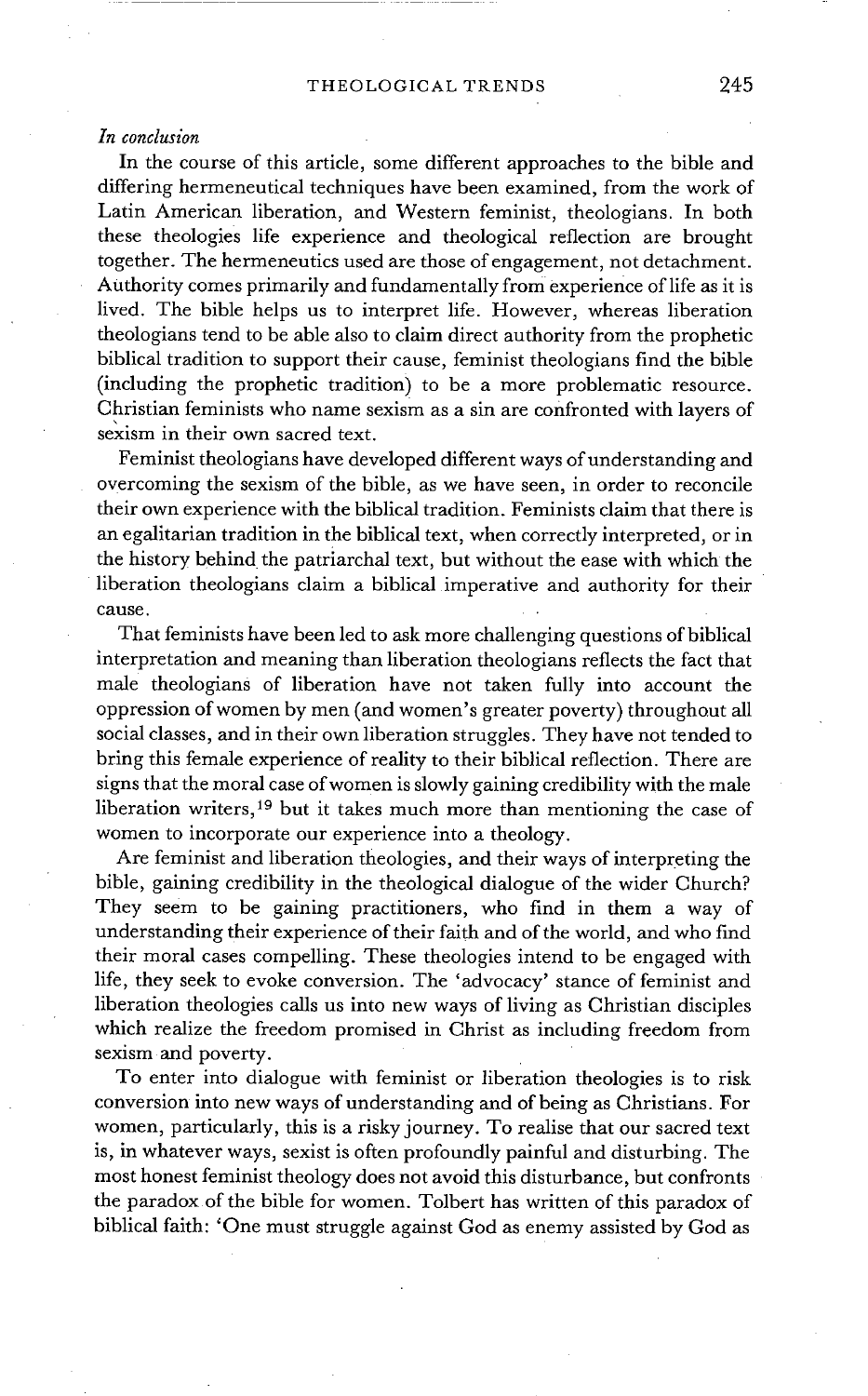*In conclusion*

In the course of this article, some different approaches to the bible and differing hermeneutical techniques have been examined, from the work of Latin American liberation, and Western feminist, theologians. In both these theologies life experience and theological reflection are brought together. The hermeneutics used are those of engagement, not detachment. Authority comes primarily and fundamentally from experience of life as it is lived. The bible helps us to interpret life. However, whereas liberation theologians tend to be able also to claim direct authority from the prophetic biblical tradition to support their cause, feminist theologians find the bible (including the prophetic tradition) to be a more problematic resource. Christian feminists who name sexism as a sin are confronted with layers of sexism in their own sacred text.

Feminist theologians have developed different ways of understanding and overcoming the sexism of the bible, as we have seen, in order to reconcile their own experience with the biblical tradition. Feminists claim that there is an egalitarian tradition in the biblical text, when correctly interpreted, or in the history behind the patriarchal text, but without the ease with which the liberation theologians claim a biblical imperative and authority for their cause.

That feminists have been led to ask more challenging questions of biblical interpretation and meaning than liberation theologians reflects the fact that male theologians of liberation have not taken fully into account the oppression of women by men (and women's greater poverty) throughout all social classes, and in their own liberation struggles. They have not tended to bring this female experience of reality to their biblical reflection. There are signs that the moral case of women is slowly gaining credibility with the male liberation writers,[19] but it takes much more than mentioning the case of women to incorporate our experience into a theology.

Are feminist and liberation theologies, and their ways of interpreting the bible, gaining credibility in the theological dialogue of the wider Church? They seem to be gaining practitioners, who find in them a way of understanding their experience of their faith and of the world, and who find their moral cases compelling. These theologies intend to be engaged with life, they seek to evoke conversion. The 'advocacy' stance of feminist and liberation theologies calls us into new ways of living as Christian disciples which realize the freedom promised in Christ as including freedom from sexism and poverty.

To enter into dialogue with feminist or liberation theologies is to risk conversion into new ways of understanding and of being as Christians. For women, particularly, this is a risky journey. To realise that our sacred text is, in whatever ways, sexist is often profoundly painful and disturbing. The most honest feminist theology does not avoid this disturbance, but confronts the paradox of the bible for women. Tolbert has written of this paradox of biblical faith: 'One must struggle against God as enemy assisted by God as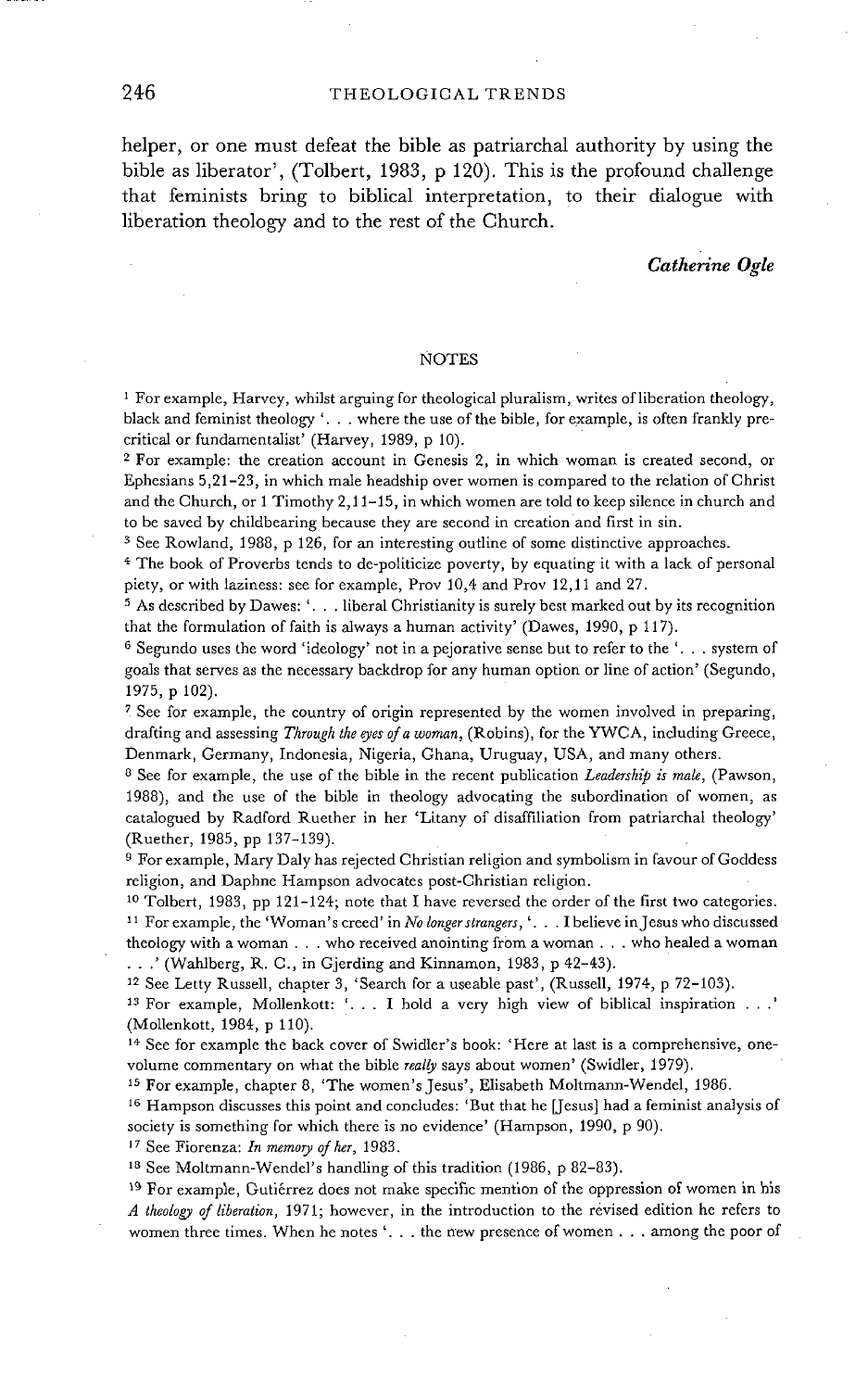helper, or one must defeat the bible as patriarchal authority by using the bible as liberator', (Tolbert, 1983, p 120). This is the profound challenge that feminists bring to biblical interpretation, to their dialogue with liberation theology and to the rest of the Church.

*Catherine Ogle*

## NOTES

[1] For example, Harvey, whilst arguing for theological pluralism, writes of liberation theology, black and feminist theology '. . . where the use of the bible, for example, is often frankly pre-critical or fundamentalist' (Harvey, 1989, p 10).

[2] For example: the creation account in Genesis 2, in which woman is created second, or Ephesians 5,21–23, in which male headship over women is compared to the relation of Christ and the Church, or 1 Timothy 2,11–15, in which women are told to keep silence in church and to be saved by childbearing because they are second in creation and first in sin.

[3] See Rowland, 1988, p 126, for an interesting outline of some distinctive approaches.

[4] The book of Proverbs tends to de-politicize poverty, by equating it with a lack of personal piety, or with laziness: see for example, Prov 10,4 and Prov 12,11 and 27.

[5] As described by Dawes: '. . . liberal Christianity is surely best marked out by its recognition that the formulation of faith is always a human activity' (Dawes, 1990, p 117).

[6] Segundo uses the word 'ideology' not in a pejorative sense but to refer to the '. . . system of goals that serves as the necessary backdrop for any human option or line of action' (Segundo, 1975, p 102).

[7] See for example, the country of origin represented by the women involved in preparing, drafting and assessing *Through the eyes of a woman*, (Robins), for the YWCA, including Greece, Denmark, Germany, Indonesia, Nigeria, Ghana, Uruguay, USA, and many others.

[8] See for example, the use of the bible in the recent publication *Leadership is male*, (Pawson, 1988), and the use of the bible in theology advocating the subordination of women, as catalogued by Radford Ruether in her 'Litany of disaffiliation from patriarchal theology' (Ruether, 1985, pp 137–139).

[9] For example, Mary Daly has rejected Christian religion and symbolism in favour of Goddess religion, and Daphne Hampson advocates post-Christian religion.

[10] Tolbert, 1983, pp 121–124; note that I have reversed the order of the first two categories.

[11] For example, the 'Woman's creed' in *No longer strangers*, '. . . I believe in Jesus who discussed theology with a woman . . . who received anointing from a woman . . . who healed a woman . . .' (Wahlberg, R. C., in Gjerding and Kinnamon, 1983, p 42–43).

[12] See Letty Russell, chapter 3, 'Search for a useable past', (Russell, 1974, p 72–103).

[13] For example, Mollenkott: '. . . I hold a very high view of biblical inspiration . . .' (Mollenkott, 1984, p 110).

[14] See for example the back cover of Swidler's book: 'Here at last is a comprehensive, one-volume commentary on what the bible *really* says about women' (Swidler, 1979).

[15] For example, chapter 8, 'The women's Jesus', Elisabeth Moltmann-Wendel, 1986.

[16] Hampson discusses this point and concludes: 'But that he [Jesus] had a feminist analysis of society is something for which there is no evidence' (Hampson, 1990, p 90).

[17] See Fiorenza: *In memory of her*, 1983.

[18] See Moltmann-Wendel's handling of this tradition (1986, p 82–83).

[19] For example, Gutiérrez does not make specific mention of the oppression of women in his *A theology of liberation*, 1971; however, in the introduction to the revised edition he refers to women three times. When he notes '. . . the new presence of women . . . among the poor of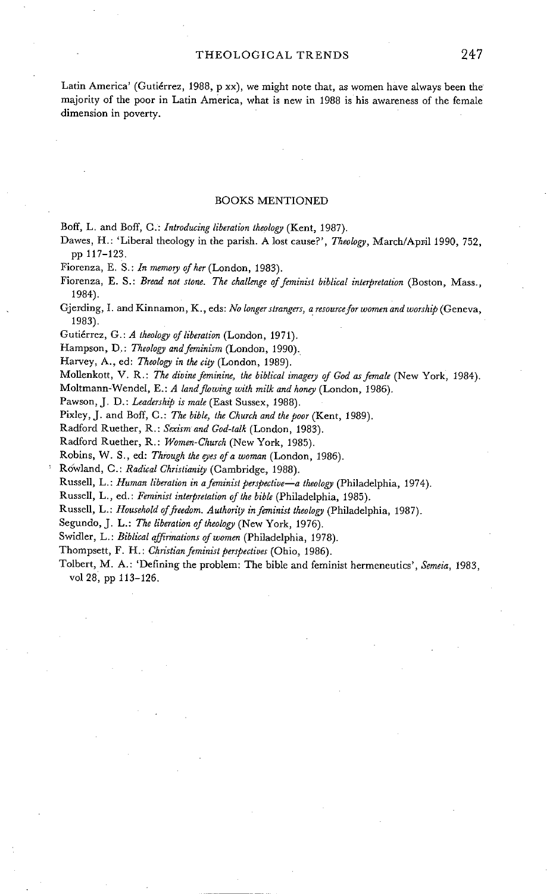Latin America' (Gutiérrez, 1988, p xx), we might note that, as women have always been the majority of the poor in Latin America, what is new in 1988 is his awareness of the female dimension in poverty.

## BOOKS MENTIONED

Boff, L. and Boff, C.: *Introducing liberation theology* (Kent, 1987).

Dawes, H.: 'Liberal theology in the parish. A lost cause?', *Theology*, March/April 1990, 752, pp 117–123.

Fiorenza, E. S.: *In memory of her* (London, 1983).

Fiorenza, E. S.: *Bread not stone. The challenge of feminist biblical interpretation* (Boston, Mass., 1984).

Gjerding, I. and Kinnamon, K., eds: *No longer strangers, a resource for women and worship* (Geneva, 1983).

Gutiérrez, G.: *A theology of liberation* (London, 1971).

Hampson, D.: *Theology and feminism* (London, 1990).

Harvey, A., ed: *Theology in the city* (London, 1989).

Mollenkott, V. R.: *The divine feminine, the biblical imagery of God as female* (New York, 1984).

Moltmann-Wendel, E.: *A land flowing with milk and honey* (London, 1986).

Pawson, J. D.: *Leadership is male* (East Sussex, 1988).

Pixley, J. and Boff, C.: *The bible, the Church and the poor* (Kent, 1989).

Radford Ruether, R.: *Sexism and God-talk* (London, 1983).

Radford Ruether, R.: *Women-Church* (New York, 1985).

Robins, W. S., ed: *Through the eyes of a woman* (London, 1986).

Rowland, C.: *Radical Christianity* (Cambridge, 1988).

Russell, L.: *Human liberation in a feminist perspective—a theology* (Philadelphia, 1974).

Russell, L., ed.: *Feminist interpretation of the bible* (Philadelphia, 1985).

Russell, L.: *Household of freedom. Authority in feminist theology* (Philadelphia, 1987).

Segundo, J. L.: *The liberation of theology* (New York, 1976).

Swidler, L.: *Biblical affirmations of women* (Philadelphia, 1978).

Thompsett, F. H.: *Christian feminist perspectives* (Ohio, 1986).

Tolbert, M. A.: 'Defining the problem: The bible and feminist hermeneutics', *Semeia*, 1983, vol 28, pp 113–126.